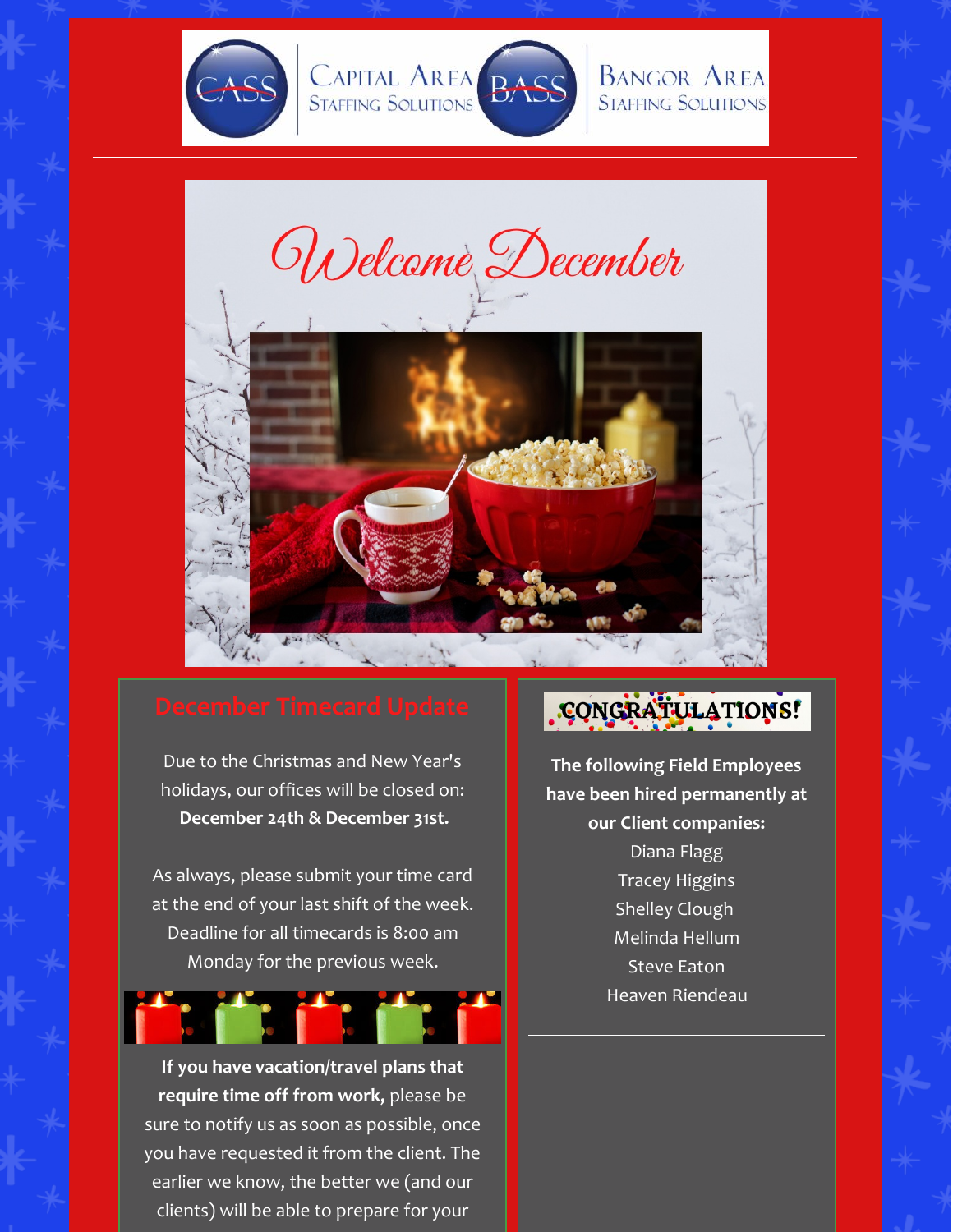Capital Area Staffing Solutions | Bangor Area Staffing Solutions

# Welcome December

## December Timecard Update

Due to the Christmas and New Year's holidays, our offices will be closed on: **December 24th & December 31st.**

As always, please submit your time card at the end of your last shift of the week. Deadline for all timecards is 8:00 am Monday for the previous week.

**If you have vacation/travel plans that require time off from work,** please be sure to notify us as soon as possible, once you have requested it from the client. The earlier we know, the better we (and our clients) will be able to prepare for your

## CONGRATULATIONS!

**The following Field Employees have been hired permanently at our Client companies:**

Diana Flagg
Tracey Higgins
Shelley Clough
Melinda Hellum
Steve Eaton
Heaven Riendeau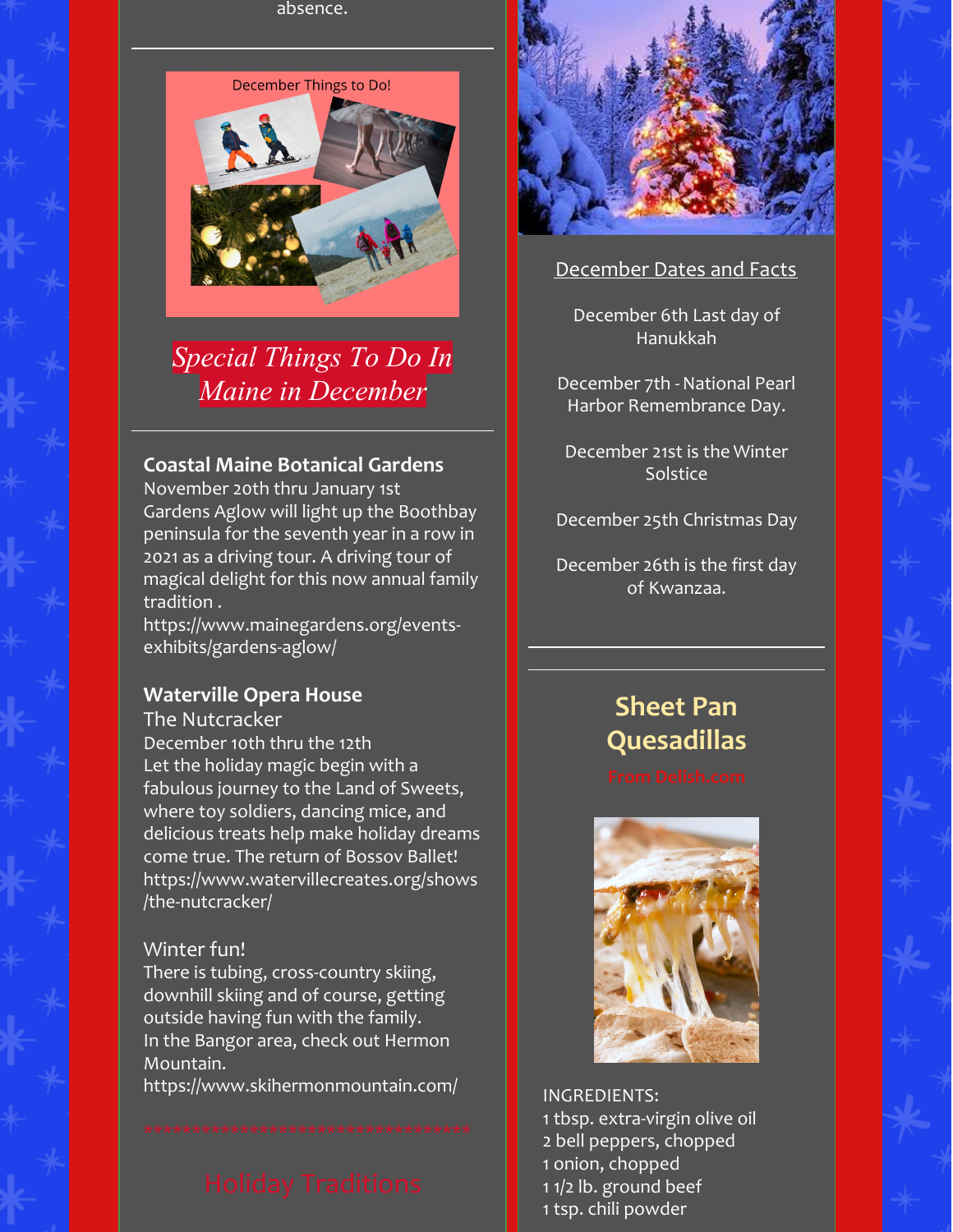absence.

December Things to Do!

## *Special Things To Do In Maine in December*

**Coastal Maine Botanical Gardens**
November 20th thru January 1st
Gardens Aglow will light up the Boothbay peninsula for the seventh year in a row in 2021 as a driving tour. A driving tour of magical delight for this now annual family tradition .
https://www.mainegardens.org/events-exhibits/gardens-aglow/

**Waterville Opera House**
The Nutcracker
December 10th thru the 12th
Let the holiday magic begin with a fabulous journey to the Land of Sweets, where toy soldiers, dancing mice, and delicious treats help make holiday dreams come true. The return of Bossov Ballet!
https://www.watervillecreates.org/shows/the-nutcracker/

Winter fun!
There is tubing, cross-country skiing, downhill skiing and of course, getting outside having fun with the family.
In the Bangor area, check out Hermon Mountain.
https://www.skihermonmountain.com/

************************************

## Holiday Traditions

December Dates and Facts

December 6th Last day of Hanukkah

December 7th - National Pearl Harbor Remembrance Day.

December 21st is the Winter Solstice

December 25th Christmas Day

December 26th is the first day of Kwanzaa.

## Sheet Pan Quesadillas

From Delish.com

INGREDIENTS:
1 tbsp. extra-virgin olive oil
2 bell peppers, chopped
1 onion, chopped
1 1/2 lb. ground beef
1 tsp. chili powder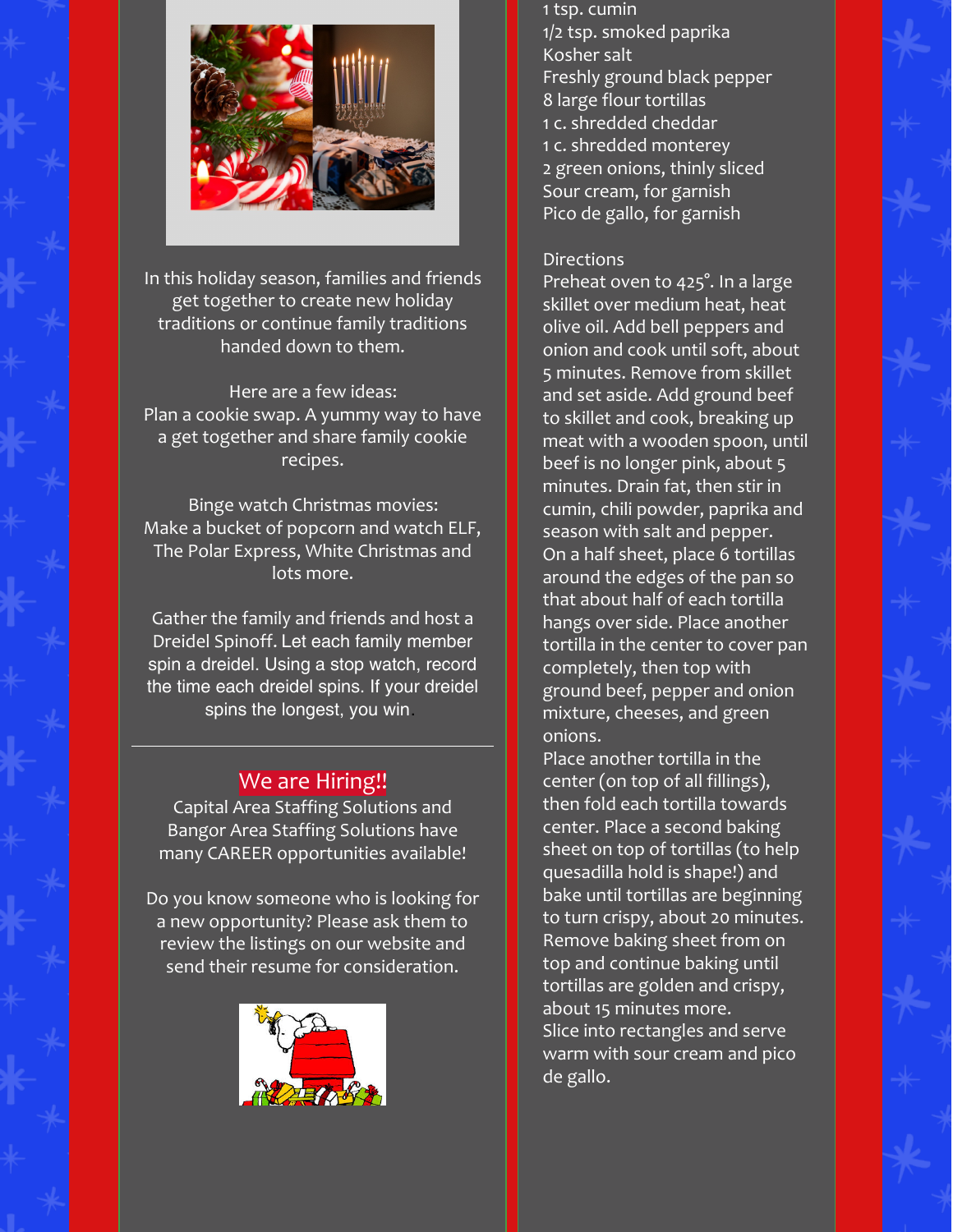In this holiday season, families and friends get together to create new holiday traditions or continue family traditions handed down to them.

Here are a few ideas:
Plan a cookie swap. A yummy way to have a get together and share family cookie recipes.

Binge watch Christmas movies:
Make a bucket of popcorn and watch ELF, The Polar Express, White Christmas and lots more.

Gather the family and friends and host a Dreidel Spinoff. Let each family member spin a dreidel. Using a stop watch, record the time each dreidel spins. If your dreidel spins the longest, you win.

---

## We are Hiring!!

Capital Area Staffing Solutions and Bangor Area Staffing Solutions have many CAREER opportunities available!

Do you know someone who is looking for a new opportunity? Please ask them to review the listings on our website and send their resume for consideration.

1 tsp. cumin
1/2 tsp. smoked paprika
Kosher salt
Freshly ground black pepper
8 large flour tortillas
1 c. shredded cheddar
1 c. shredded monterey
2 green onions, thinly sliced
Sour cream, for garnish
Pico de gallo, for garnish

Directions
Preheat oven to 425°. In a large skillet over medium heat, heat olive oil. Add bell peppers and onion and cook until soft, about 5 minutes. Remove from skillet and set aside. Add ground beef to skillet and cook, breaking up meat with a wooden spoon, until beef is no longer pink, about 5 minutes. Drain fat, then stir in cumin, chili powder, paprika and season with salt and pepper.
On a half sheet, place 6 tortillas around the edges of the pan so that about half of each tortilla hangs over side. Place another tortilla in the center to cover pan completely, then top with ground beef, pepper and onion mixture, cheeses, and green onions.
Place another tortilla in the center (on top of all fillings), then fold each tortilla towards center. Place a second baking sheet on top of tortillas (to help quesadilla hold is shape!) and bake until tortillas are beginning to turn crispy, about 20 minutes. Remove baking sheet from on top and continue baking until tortillas are golden and crispy, about 15 minutes more.
Slice into rectangles and serve warm with sour cream and pico de gallo.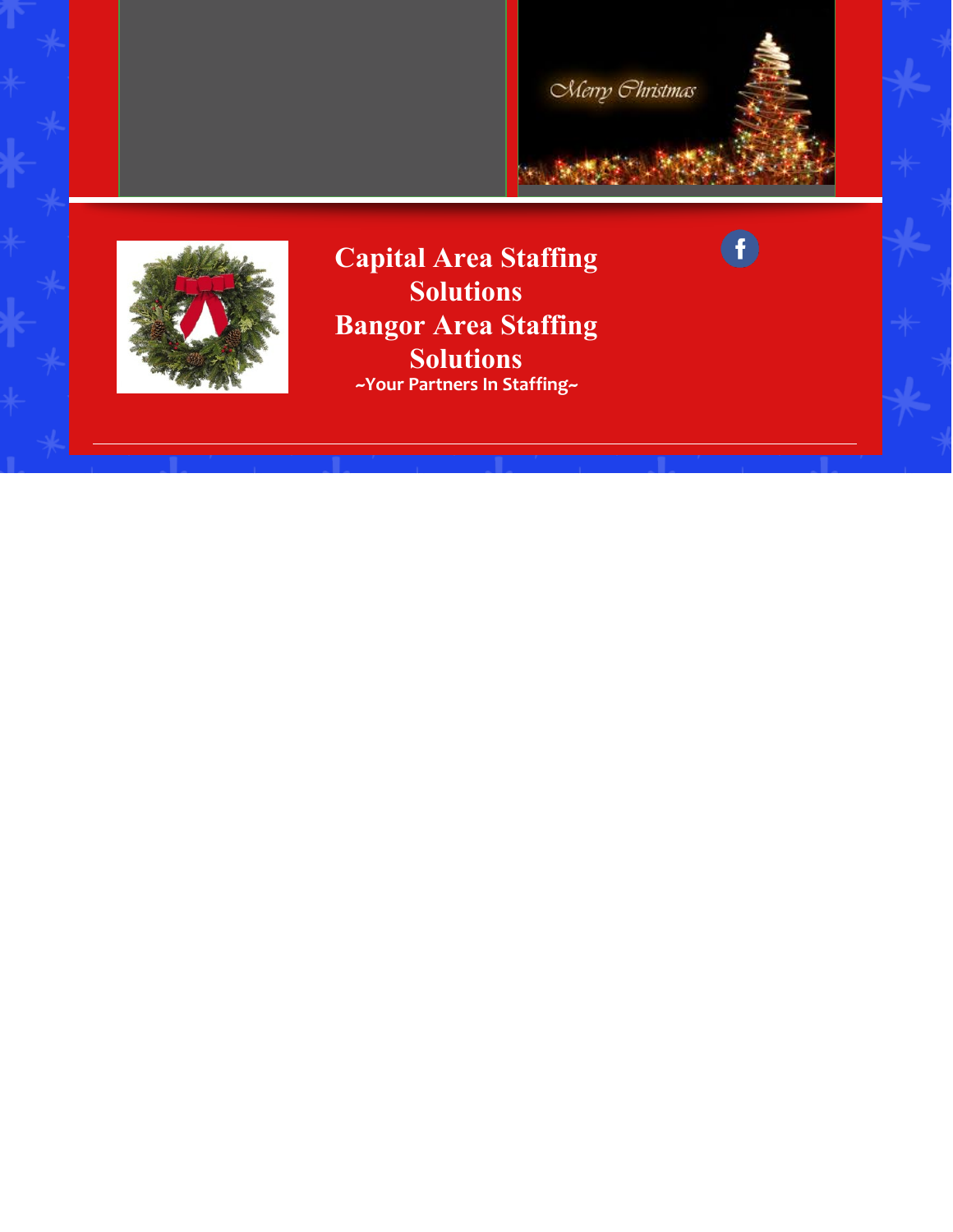**Capital Area Staffing Solutions**
**Bangor Area Staffing Solutions**
~Your Partners In Staffing~